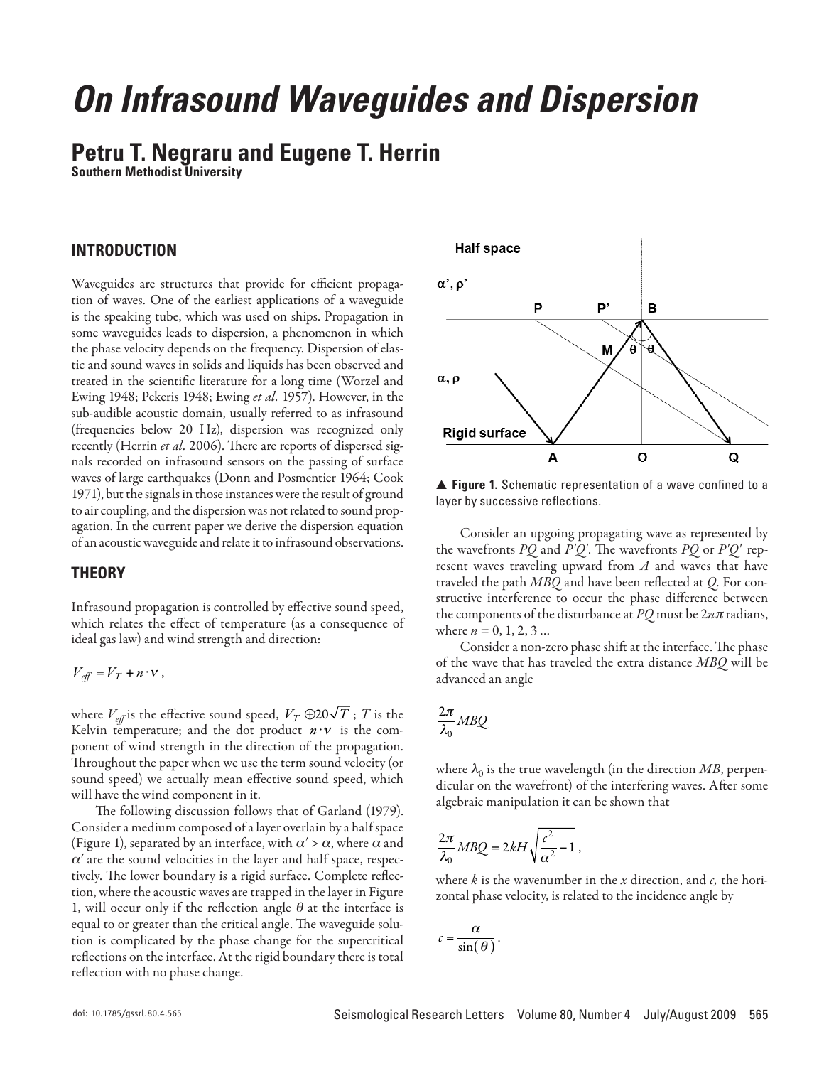# On Infrasound Waveguides and Dispersion

## Petru T. Negraru and Eugene T. Herrin

**Southern Methodist University**

## INTRODUCTION

Waveguides are structures that provide for efficient propagation of waves. One of the earliest applications of a waveguide is the speaking tube, which was used on ships. Propagation in some waveguides leads to dispersion, a phenomenon in which the phase velocity depends on the frequency. Dispersion of elastic and sound waves in solids and liquids has been observed and treated in the scientific literature for a long time (Worzel and Ewing 1948; Pekeris 1948; Ewing *et al.* 1957). However, in the sub-audible acoustic domain, usually referred to as infrasound (frequencies below 20 Hz), dispersion was recognized only recently (Herrin *et al.* 2006). There are reports of dispersed signals recorded on infrasound sensors on the passing of surface waves of large earthquakes (Donn and Posmentier 1964; Cook 1971), but the signals in those instances were the result of ground to air coupling, and the dispersion was not related to sound propagation. In the current paper we derive the dispersion equation of an acoustic waveguide and relate it to infrasound observations.

## THEORY

Infrasound propagation is controlled by effective sound speed, which relates the effect of temperature (as a consequence of ideal gas law) and wind strength and direction:

$$V_{eff} = V_T + n \cdot v ,$$

where $V_{eff}$ is the effective sound speed, $V_T \oplus 20\sqrt{T}$ ; $T$ is the Kelvin temperature; and the dot product $n \cdot v$ is the component of wind strength in the direction of the propagation. Throughout the paper when we use the term sound velocity (or sound speed) we actually mean effective sound speed, which will have the wind component in it.

The following discussion follows that of Garland (1979). Consider a medium composed of a layer overlain by a half space (Figure 1), separated by an interface, with $\alpha' > \alpha$, where $\alpha$ and $\alpha'$ are the sound velocities in the layer and half space, respectively. The lower boundary is a rigid surface. Complete reflection, where the acoustic waves are trapped in the layer in Figure 1, will occur only if the reflection angle $\theta$ at the interface is equal to or greater than the critical angle. The waveguide solution is complicated by the phase change for the supercritical reflections on the interface. At the rigid boundary there is total reflection with no phase change.

▲ **Figure 1.** Schematic representation of a wave confined to a layer by successive reflections.

Consider an upgoing propagating wave as represented by the wavefronts *PQ* and *P'Q'*. The wavefronts *PQ* or *P'Q'* represent waves traveling upward from *A* and waves that have traveled the path *MBQ* and have been reflected at *Q*. For constructive interference to occur the phase difference between the components of the disturbance at *PQ* must be $2n\pi$ radians, where $n$ = 0, 1, 2, 3 ...

Consider a non-zero phase shift at the interface. The phase of the wave that has traveled the extra distance *MBQ* will be advanced an angle

$$\frac{2\pi}{\lambda_0} MBQ$$

where $\lambda_0$ is the true wavelength (in the direction *MB*, perpendicular on the wavefront) of the interfering waves. After some algebraic manipulation it can be shown that

$$\frac{2\pi}{\lambda_0} MBQ = 2kH\sqrt{\frac{c^2}{\alpha^2} - 1} ,$$

where $k$ is the wavenumber in the $x$ direction, and $c$, the horizontal phase velocity, is related to the incidence angle by

$$c = \frac{\alpha}{\sin(\theta)} .$$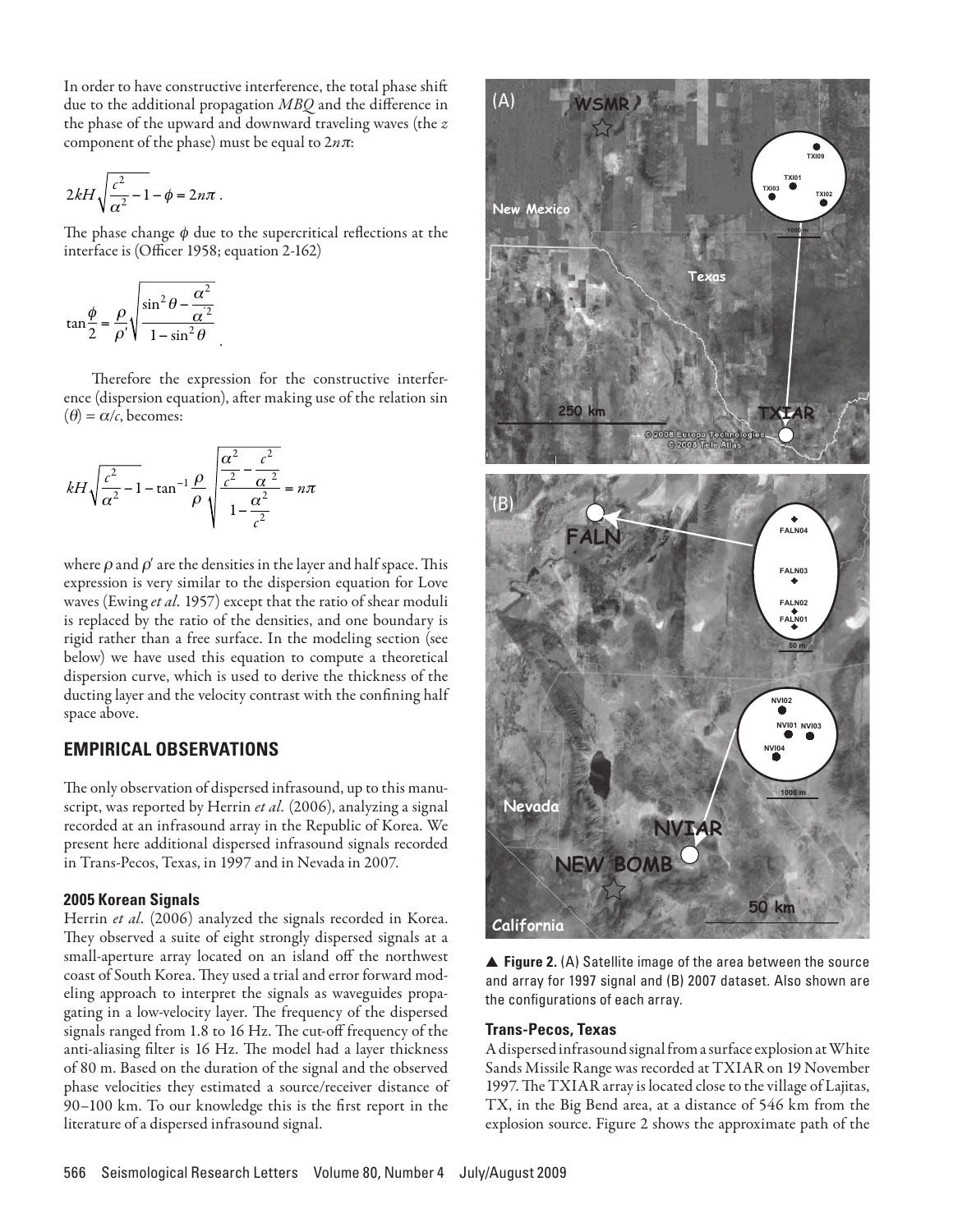In order to have constructive interference, the total phase shift due to the additional propagation $MBQ$ and the difference in the phase of the upward and downward traveling waves (the $z$ component of the phase) must be equal to $2n\pi$:

$$2kH\sqrt{\frac{c^2}{\alpha^2}-1}-\phi=2n\pi\ .$$

The phase change $\phi$ due to the supercritical reflections at the interface is (Officer 1958; equation 2-162)

$$\tan\frac{\phi}{2}=\frac{\rho}{\rho'}\sqrt{\frac{\sin^2\theta-\frac{\alpha^2}{\alpha'^2}}{1-\sin^2\theta}}\ .$$

Therefore the expression for the constructive interference (dispersion equation), after making use of the relation sin ($\theta$) = $\alpha/c$, becomes:

$$kH\sqrt{\frac{c^2}{\alpha^2}-1}-\tan^{-1}\frac{\rho}{\rho}\sqrt{\frac{\frac{\alpha^2}{c^2}-\frac{c^2}{\alpha'^2}}{1-\frac{\alpha^2}{c^2}}}=n\pi$$

where $\rho$ and $\rho'$ are the densities in the layer and half space. This expression is very similar to the dispersion equation for Love waves (Ewing *et al.* 1957) except that the ratio of shear moduli is replaced by the ratio of the densities, and one boundary is rigid rather than a free surface. In the modeling section (see below) we have used this equation to compute a theoretical dispersion curve, which is used to derive the thickness of the ducting layer and the velocity contrast with the confining half space above.

## EMPIRICAL OBSERVATIONS

The only observation of dispersed infrasound, up to this manuscript, was reported by Herrin *et al.* (2006), analyzing a signal recorded at an infrasound array in the Republic of Korea. We present here additional dispersed infrasound signals recorded in Trans-Pecos, Texas, in 1997 and in Nevada in 2007.

### 2005 Korean Signals

Herrin *et al.* (2006) analyzed the signals recorded in Korea. They observed a suite of eight strongly dispersed signals at a small-aperture array located on an island off the northwest coast of South Korea. They used a trial and error forward modeling approach to interpret the signals as waveguides propagating in a low-velocity layer. The frequency of the dispersed signals ranged from 1.8 to 16 Hz. The cut-off frequency of the anti-aliasing filter is 16 Hz. The model had a layer thickness of 80 m. Based on the duration of the signal and the observed phase velocities they estimated a source/receiver distance of 90–100 km. To our knowledge this is the first report in the literature of a dispersed infrasound signal.

▲ **Figure 2.** (A) Satellite image of the area between the source and array for 1997 signal and (B) 2007 dataset. Also shown are the configurations of each array.

### Trans-Pecos, Texas

A dispersed infrasound signal from a surface explosion at White Sands Missile Range was recorded at TXIAR on 19 November 1997. The TXIAR array is located close to the village of Lajitas, TX, in the Big Bend area, at a distance of 546 km from the explosion source. Figure 2 shows the approximate path of the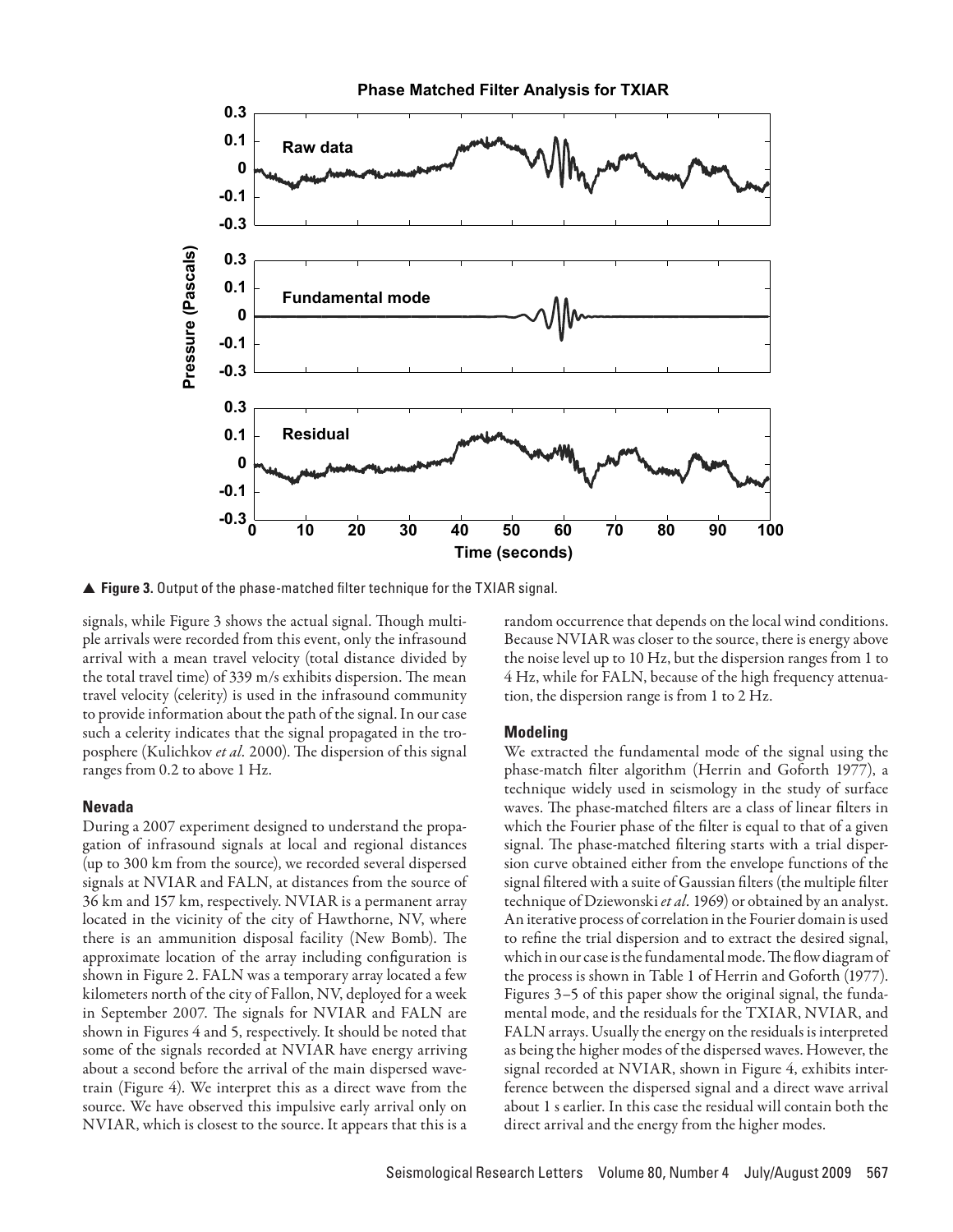▲ **Figure 3.** Output of the phase-matched filter technique for the TXIAR signal.

signals, while Figure 3 shows the actual signal. Though multiple arrivals were recorded from this event, only the infrasound arrival with a mean travel velocity (total distance divided by the total travel time) of 339 m/s exhibits dispersion. The mean travel velocity (celerity) is used in the infrasound community to provide information about the path of the signal. In our case such a celerity indicates that the signal propagated in the troposphere (Kulichkov *et al.* 2000). The dispersion of this signal ranges from 0.2 to above 1 Hz.

### Nevada

During a 2007 experiment designed to understand the propagation of infrasound signals at local and regional distances (up to 300 km from the source), we recorded several dispersed signals at NVIAR and FALN, at distances from the source of 36 km and 157 km, respectively. NVIAR is a permanent array located in the vicinity of the city of Hawthorne, NV, where there is an ammunition disposal facility (New Bomb). The approximate location of the array including configuration is shown in Figure 2. FALN was a temporary array located a few kilometers north of the city of Fallon, NV, deployed for a week in September 2007. The signals for NVIAR and FALN are shown in Figures 4 and 5, respectively. It should be noted that some of the signals recorded at NVIAR have energy arriving about a second before the arrival of the main dispersed wavetrain (Figure 4). We interpret this as a direct wave from the source. We have observed this impulsive early arrival only on NVIAR, which is closest to the source. It appears that this is a random occurrence that depends on the local wind conditions. Because NVIAR was closer to the source, there is energy above the noise level up to 10 Hz, but the dispersion ranges from 1 to 4 Hz, while for FALN, because of the high frequency attenuation, the dispersion range is from 1 to 2 Hz.

### Modeling

We extracted the fundamental mode of the signal using the phase-match filter algorithm (Herrin and Goforth 1977), a technique widely used in seismology in the study of surface waves. The phase-matched filters are a class of linear filters in which the Fourier phase of the filter is equal to that of a given signal. The phase-matched filtering starts with a trial dispersion curve obtained either from the envelope functions of the signal filtered with a suite of Gaussian filters (the multiple filter technique of Dziewonski *et al.* 1969) or obtained by an analyst. An iterative process of correlation in the Fourier domain is used to refine the trial dispersion and to extract the desired signal, which in our case is the fundamental mode. The flow diagram of the process is shown in Table 1 of Herrin and Goforth (1977). Figures 3–5 of this paper show the original signal, the fundamental mode, and the residuals for the TXIAR, NVIAR, and FALN arrays. Usually the energy on the residuals is interpreted as being the higher modes of the dispersed waves. However, the signal recorded at NVIAR, shown in Figure 4, exhibits interference between the dispersed signal and a direct wave arrival about 1 s earlier. In this case the residual will contain both the direct arrival and the energy from the higher modes.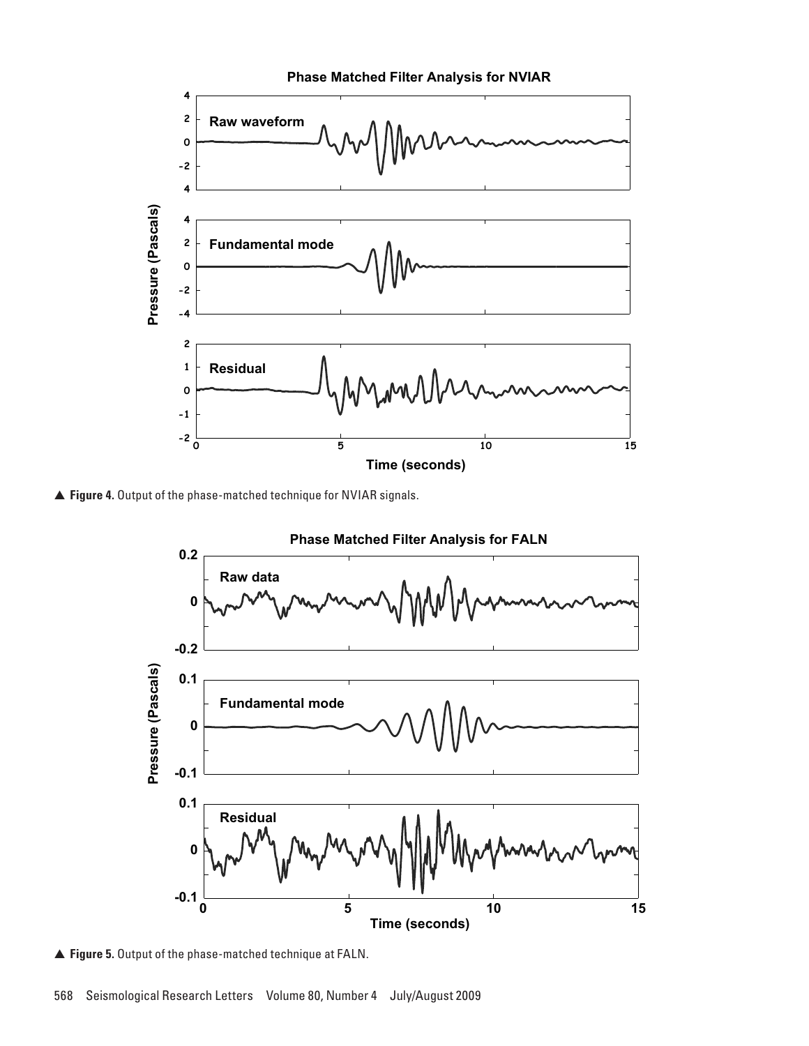▲ **Figure 4.** Output of the phase-matched technique for NVIAR signals.

▲ **Figure 5.** Output of the phase-matched technique at FALN.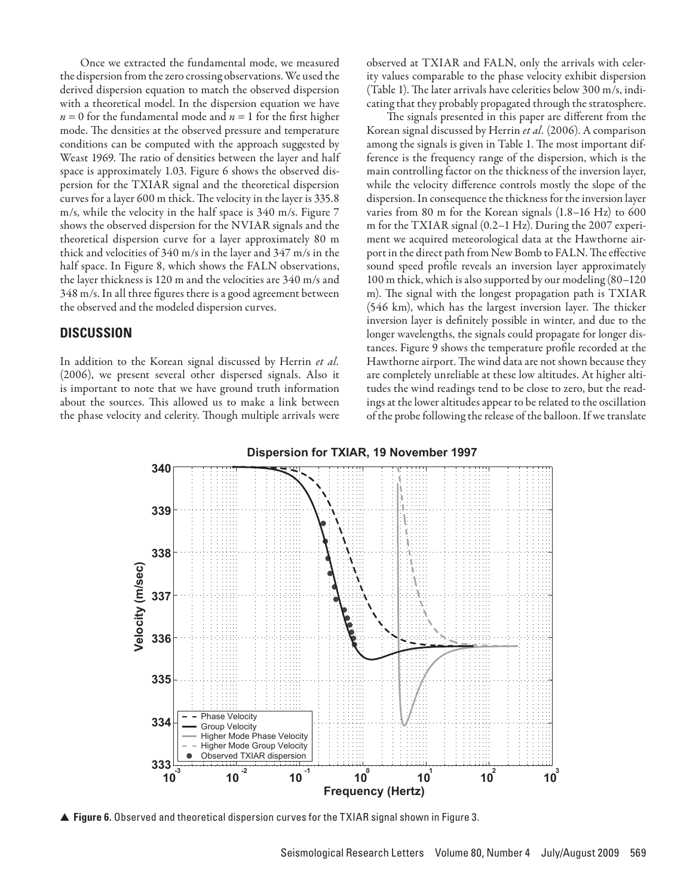Once we extracted the fundamental mode, we measured the dispersion from the zero crossing observations. We used the derived dispersion equation to match the observed dispersion with a theoretical model. In the dispersion equation we have $n = 0$ for the fundamental mode and $n = 1$ for the first higher mode. The densities at the observed pressure and temperature conditions can be computed with the approach suggested by Weast 1969. The ratio of densities between the layer and half space is approximately 1.03. Figure 6 shows the observed dispersion for the TXIAR signal and the theoretical dispersion curves for a layer 600 m thick. The velocity in the layer is 335.8 m/s, while the velocity in the half space is 340 m/s. Figure 7 shows the observed dispersion for the NVIAR signals and the theoretical dispersion curve for a layer approximately 80 m thick and velocities of 340 m/s in the layer and 347 m/s in the half space. In Figure 8, which shows the FALN observations, the layer thickness is 120 m and the velocities are 340 m/s and 348 m/s. In all three figures there is a good agreement between the observed and the modeled dispersion curves.

## DISCUSSION

In addition to the Korean signal discussed by Herrin *et al*. (2006), we present several other dispersed signals. Also it is important to note that we have ground truth information about the sources. This allowed us to make a link between the phase velocity and celerity. Though multiple arrivals were observed at TXIAR and FALN, only the arrivals with celerity values comparable to the phase velocity exhibit dispersion (Table 1). The later arrivals have celerities below 300 m/s, indicating that they probably propagated through the stratosphere.

The signals presented in this paper are different from the Korean signal discussed by Herrin *et al*. (2006). A comparison among the signals is given in Table 1. The most important difference is the frequency range of the dispersion, which is the main controlling factor on the thickness of the inversion layer, while the velocity difference controls mostly the slope of the dispersion. In consequence the thickness for the inversion layer varies from 80 m for the Korean signals (1.8–16 Hz) to 600 m for the TXIAR signal (0.2–1 Hz). During the 2007 experiment we acquired meteorological data at the Hawthorne airport in the direct path from New Bomb to FALN. The effective sound speed profile reveals an inversion layer approximately 100 m thick, which is also supported by our modeling (80–120 m). The signal with the longest propagation path is TXIAR (546 km), which has the largest inversion layer. The thicker inversion layer is definitely possible in winter, and due to the longer wavelengths, the signals could propagate for longer distances. Figure 9 shows the temperature profile recorded at the Hawthorne airport. The wind data are not shown because they are completely unreliable at these low altitudes. At higher altitudes the wind readings tend to be close to zero, but the readings at the lower altitudes appear to be related to the oscillation of the probe following the release of the balloon. If we translate

▲ **Figure 6.** Observed and theoretical dispersion curves for the TXIAR signal shown in Figure 3.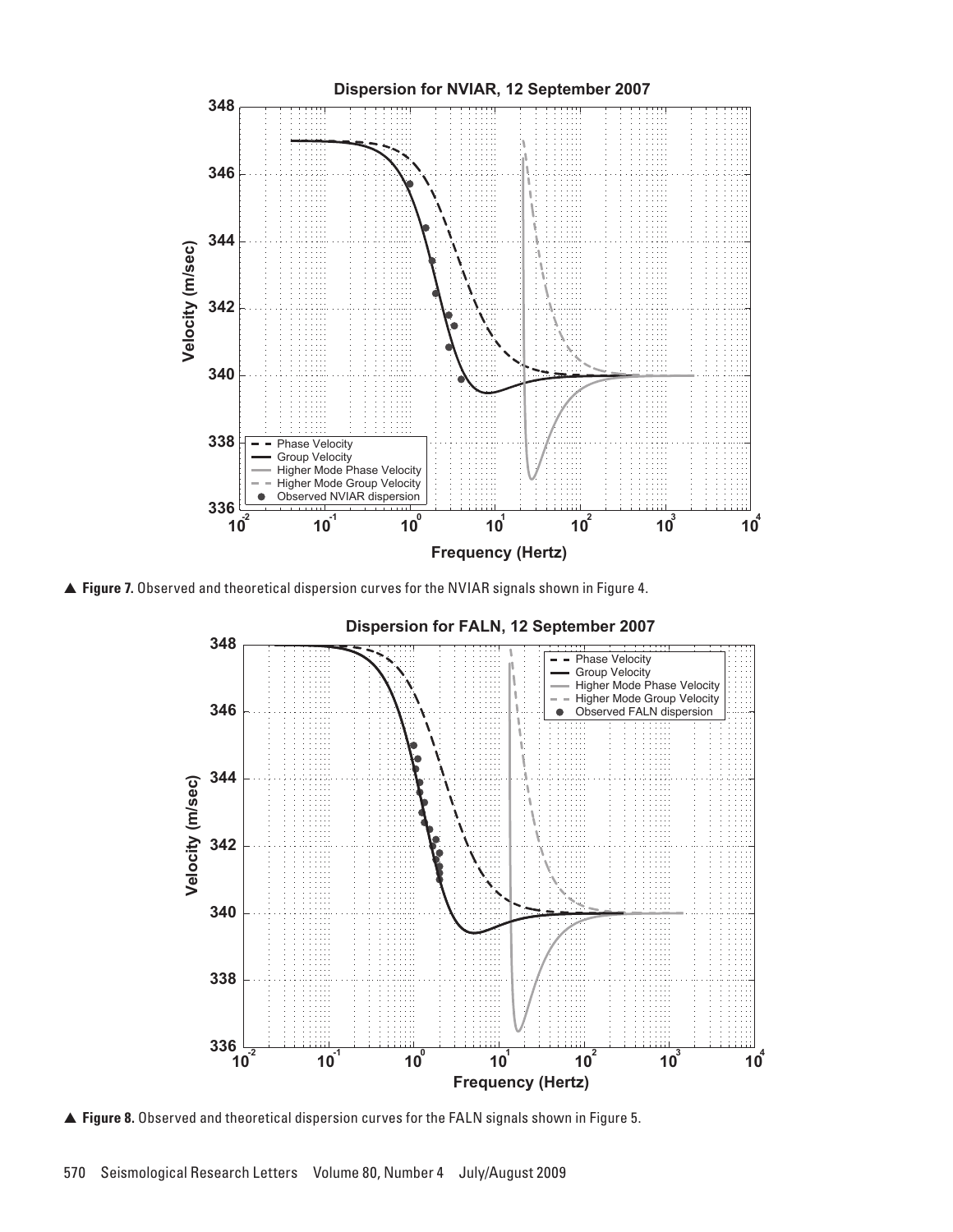▲ **Figure 7.** Observed and theoretical dispersion curves for the NVIAR signals shown in Figure 4.

▲ **Figure 8.** Observed and theoretical dispersion curves for the FALN signals shown in Figure 5.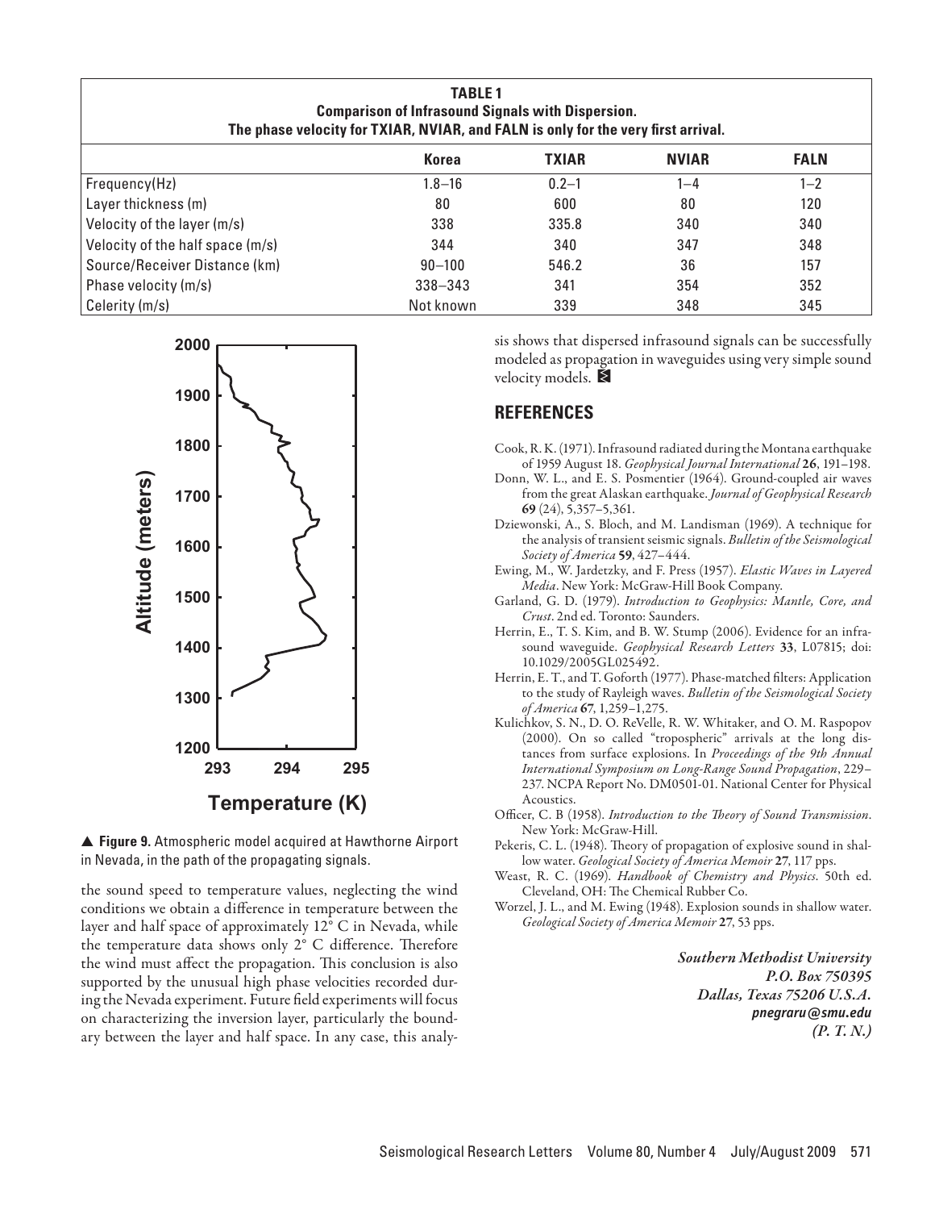**TABLE 1**
**Comparison of Infrasound Signals with Dispersion.**
**The phase velocity for TXIAR, NVIAR, and FALN is only for the very first arrival.**

| | Korea | TXIAR | NVIAR | FALN |
|---|---|---|---|---|
| Frequency(Hz) | 1.8–16 | 0.2–1 | 1–4 | 1–2 |
| Layer thickness (m) | 80 | 600 | 80 | 120 |
| Velocity of the layer (m/s) | 338 | 335.8 | 340 | 340 |
| Velocity of the half space (m/s) | 344 | 340 | 347 | 348 |
| Source/Receiver Distance (km) | 90–100 | 546.2 | 36 | 157 |
| Phase velocity (m/s) | 338–343 | 341 | 354 | 352 |
| Celerity (m/s) | Not known | 339 | 348 | 345 |

Altitude (meters)
2000
1900
1800
1700
1600
1500
1400
1300
1200
293 294 295
Temperature (K)

▲ **Figure 9.** Atmospheric model acquired at Hawthorne Airport in Nevada, in the path of the propagating signals.

the sound speed to temperature values, neglecting the wind conditions we obtain a difference in temperature between the layer and half space of approximately 12° C in Nevada, while the temperature data shows only 2° C difference. Therefore the wind must affect the propagation. This conclusion is also supported by the unusual high phase velocities recorded during the Nevada experiment. Future field experiments will focus on characterizing the inversion layer, particularly the boundary between the layer and half space. In any case, this analysis shows that dispersed infrasound signals can be successfully modeled as propagation in waveguides using very simple sound velocity models.

## REFERENCES

Cook, R. K. (1971). Infrasound radiated during the Montana earthquake of 1959 August 18. *Geophysical Journal International* **26**, 191–198.

Donn, W. L., and E. S. Posmentier (1964). Ground-coupled air waves from the great Alaskan earthquake. *Journal of Geophysical Research* **69** (24), 5,357–5,361.

Dziewonski, A., S. Bloch, and M. Landisman (1969). A technique for the analysis of transient seismic signals. *Bulletin of the Seismological Society of America* **59**, 427–444.

Ewing, M., W. Jardetzky, and F. Press (1957). *Elastic Waves in Layered Media*. New York: McGraw-Hill Book Company.

Garland, G. D. (1979). *Introduction to Geophysics: Mantle, Core, and Crust*. 2nd ed. Toronto: Saunders.

Herrin, E., T. S. Kim, and B. W. Stump (2006). Evidence for an infrasound waveguide. *Geophysical Research Letters* **33**, L07815; doi: 10.1029/2005GL025492.

Herrin, E. T., and T. Goforth (1977). Phase-matched filters: Application to the study of Rayleigh waves. *Bulletin of the Seismological Society of America* **67**, 1,259–1,275.

Kulichkov, S. N., D. O. ReVelle, R. W. Whitaker, and O. M. Raspopov (2000). On so called "tropospheric" arrivals at the long distances from surface explosions. In *Proceedings of the 9th Annual International Symposium on Long-Range Sound Propagation*, 229–237. NCPA Report No. DM0501-01. National Center for Physical Acoustics.

Officer, C. B (1958). *Introduction to the Theory of Sound Transmission*. New York: McGraw-Hill.

Pekeris, C. L. (1948). Theory of propagation of explosive sound in shallow water. *Geological Society of America Memoir* **27**, 117 pps.

Weast, R. C. (1969). *Handbook of Chemistry and Physics*. 50th ed. Cleveland, OH: The Chemical Rubber Co.

Worzel, J. L., and M. Ewing (1948). Explosion sounds in shallow water. *Geological Society of America Memoir* **27**, 53 pps.

*Southern Methodist University*
*P.O. Box 750395*
*Dallas, Texas 75206 U.S.A.*
*pnegraru@smu.edu*
*(P. T. N.)*